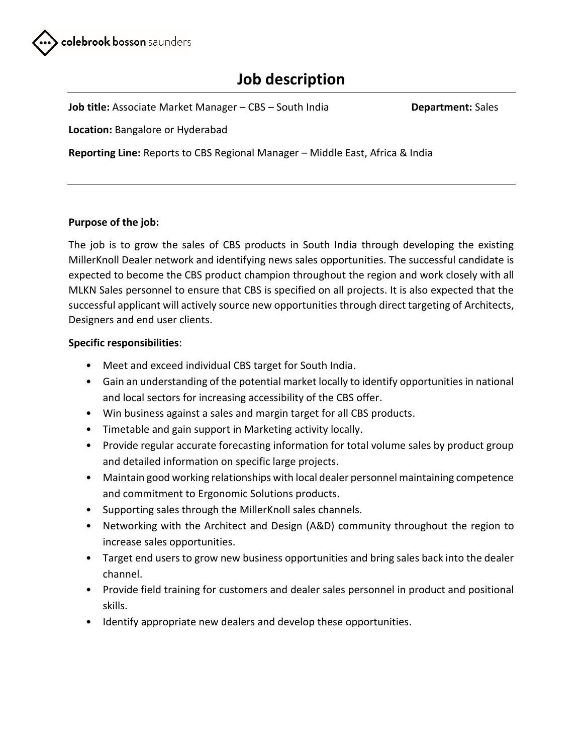colebrook bosson saunders

# Job description

**Job title:** Associate Market Manager – CBS – South India **Department:** Sales

**Location:** Bangalore or Hyderabad

**Reporting Line:** Reports to CBS Regional Manager – Middle East, Africa & India

---

**Purpose of the job:**

The job is to grow the sales of CBS products in South India through developing the existing MillerKnoll Dealer network and identifying news sales opportunities. The successful candidate is expected to become the CBS product champion throughout the region and work closely with all MLKN Sales personnel to ensure that CBS is specified on all projects. It is also expected that the successful applicant will actively source new opportunities through direct targeting of Architects, Designers and end user clients.

**Specific responsibilities**:

- Meet and exceed individual CBS target for South India.
- Gain an understanding of the potential market locally to identify opportunities in national and local sectors for increasing accessibility of the CBS offer.
- Win business against a sales and margin target for all CBS products.
- Timetable and gain support in Marketing activity locally.
- Provide regular accurate forecasting information for total volume sales by product group and detailed information on specific large projects.
- Maintain good working relationships with local dealer personnel maintaining competence and commitment to Ergonomic Solutions products.
- Supporting sales through the MillerKnoll sales channels.
- Networking with the Architect and Design (A&D) community throughout the region to increase sales opportunities.
- Target end users to grow new business opportunities and bring sales back into the dealer channel.
- Provide field training for customers and dealer sales personnel in product and positional skills.
- Identify appropriate new dealers and develop these opportunities.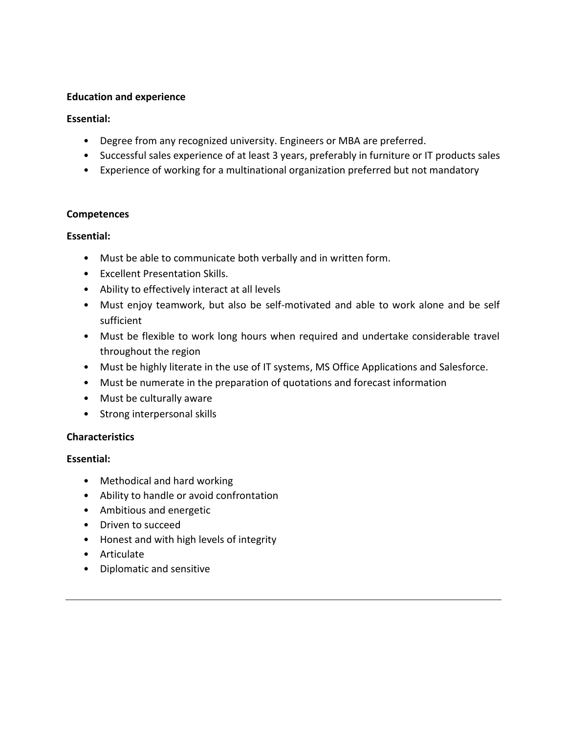**Education and experience**

**Essential:**

- Degree from any recognized university. Engineers or MBA are preferred.
- Successful sales experience of at least 3 years, preferably in furniture or IT products sales
- Experience of working for a multinational organization preferred but not mandatory

**Competences**

**Essential:**

- Must be able to communicate both verbally and in written form.
- Excellent Presentation Skills.
- Ability to effectively interact at all levels
- Must enjoy teamwork, but also be self-motivated and able to work alone and be self sufficient
- Must be flexible to work long hours when required and undertake considerable travel throughout the region
- Must be highly literate in the use of IT systems, MS Office Applications and Salesforce.
- Must be numerate in the preparation of quotations and forecast information
- Must be culturally aware
- Strong interpersonal skills

**Characteristics**

**Essential:**

- Methodical and hard working
- Ability to handle or avoid confrontation
- Ambitious and energetic
- Driven to succeed
- Honest and with high levels of integrity
- Articulate
- Diplomatic and sensitive

---